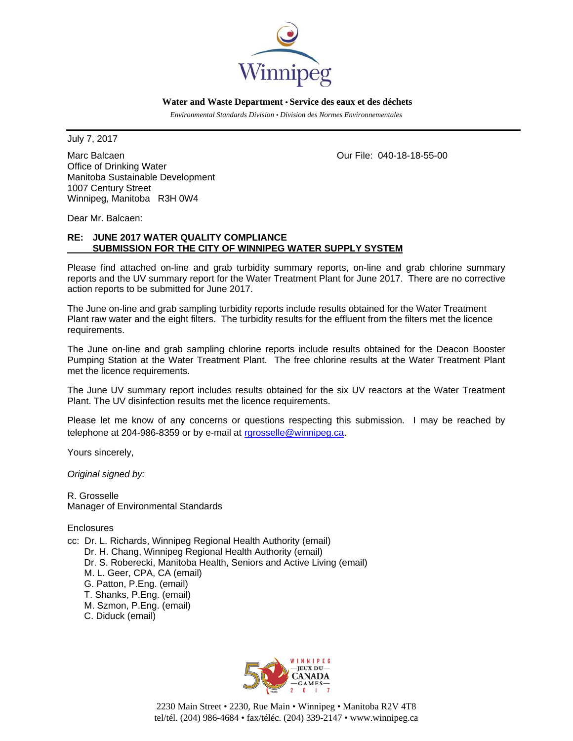Winnipeg

**Water and Waste Department • Service des eaux et des déchets**

*Environmental Standards Division • Division des Normes Environnementales*

July 7, 2017

Marc Balcaen
Office of Drinking Water
Manitoba Sustainable Development
1007 Century Street
Winnipeg, Manitoba R3H 0W4

Our File: 040-18-18-55-00

Dear Mr. Balcaen:

**RE: JUNE 2017 WATER QUALITY COMPLIANCE SUBMISSION FOR THE CITY OF WINNIPEG WATER SUPPLY SYSTEM**

Please find attached on-line and grab turbidity summary reports, on-line and grab chlorine summary reports and the UV summary report for the Water Treatment Plant for June 2017. There are no corrective action reports to be submitted for June 2017.

The June on-line and grab sampling turbidity reports include results obtained for the Water Treatment Plant raw water and the eight filters. The turbidity results for the effluent from the filters met the licence requirements.

The June on-line and grab sampling chlorine reports include results obtained for the Deacon Booster Pumping Station at the Water Treatment Plant. The free chlorine results at the Water Treatment Plant met the licence requirements.

The June UV summary report includes results obtained for the six UV reactors at the Water Treatment Plant. The UV disinfection results met the licence requirements.

Please let me know of any concerns or questions respecting this submission. I may be reached by telephone at 204-986-8359 or by e-mail at rgrosselle@winnipeg.ca.

Yours sincerely,

*Original signed by:*

R. Grosselle
Manager of Environmental Standards

Enclosures

cc: Dr. L. Richards, Winnipeg Regional Health Authority (email)
Dr. H. Chang, Winnipeg Regional Health Authority (email)
Dr. S. Roberecki, Manitoba Health, Seniors and Active Living (email)
M. L. Geer, CPA, CA (email)
G. Patton, P.Eng. (email)
T. Shanks, P.Eng. (email)
M. Szmon, P.Eng. (email)
C. Diduck (email)

2230 Main Street • 2230, Rue Main • Winnipeg • Manitoba R2V 4T8
tel/tél. (204) 986-4684 • fax/téléc. (204) 339-2147 • www.winnipeg.ca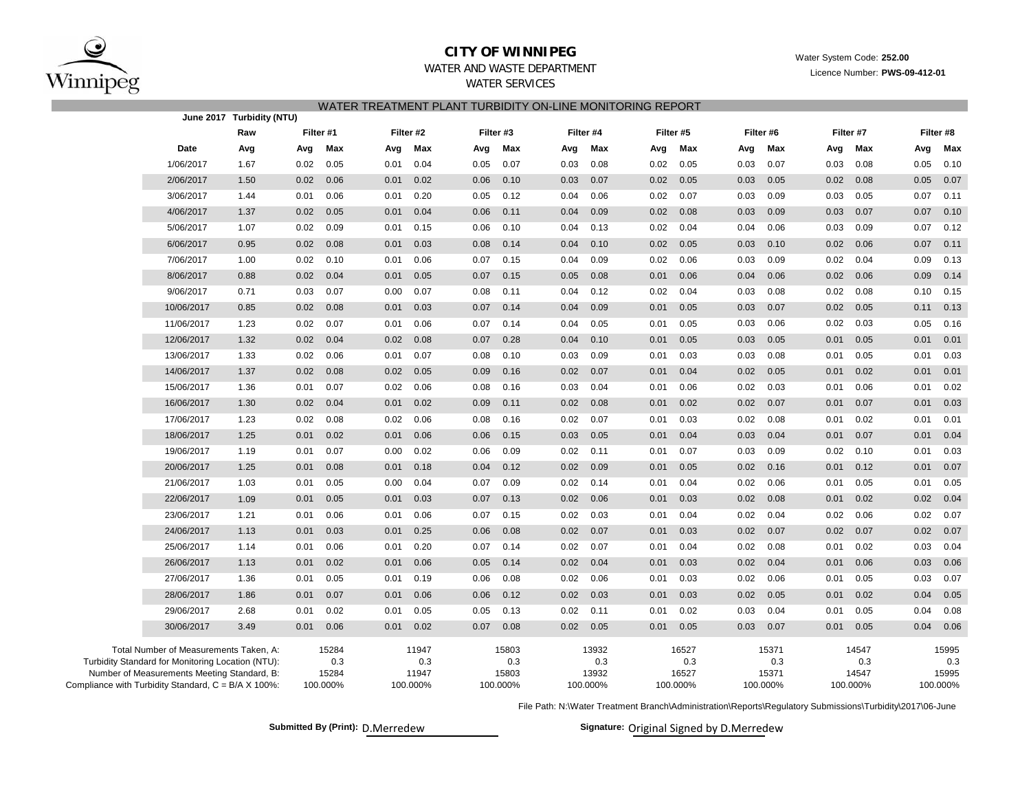# CITY OF WINNIPEG

WATER AND WASTE DEPARTMENT

WATER SERVICES

Water System Code: **252.00**

Licence Number: **PWS-09-412-01**

## WATER TREATMENT PLANT TURBIDITY ON-LINE MONITORING REPORT

**June 2017 Turbidity (NTU)**

| | Raw | Filter #1 | | Filter #2 | | Filter #3 | | Filter #4 | | Filter #5 | | Filter #6 | | Filter #7 | | Filter #8 | |
|---|---|---|---|---|---|---|---|---|---|---|---|---|---|---|---|---|---|
| **Date** | **Avg** | **Avg** | **Max** | **Avg** | **Max** | **Avg** | **Max** | **Avg** | **Max** | **Avg** | **Max** | **Avg** | **Max** | **Avg** | **Max** | **Avg** | **Max** |
| 1/06/2017 | 1.67 | 0.02 | 0.05 | 0.01 | 0.04 | 0.05 | 0.07 | 0.03 | 0.08 | 0.02 | 0.05 | 0.03 | 0.07 | 0.03 | 0.08 | 0.05 | 0.10 |
| 2/06/2017 | 1.50 | 0.02 | 0.06 | 0.01 | 0.02 | 0.06 | 0.10 | 0.03 | 0.07 | 0.02 | 0.05 | 0.03 | 0.05 | 0.02 | 0.08 | 0.05 | 0.07 |
| 3/06/2017 | 1.44 | 0.01 | 0.06 | 0.01 | 0.20 | 0.05 | 0.12 | 0.04 | 0.06 | 0.02 | 0.07 | 0.03 | 0.09 | 0.03 | 0.05 | 0.07 | 0.11 |
| 4/06/2017 | 1.37 | 0.02 | 0.05 | 0.01 | 0.04 | 0.06 | 0.11 | 0.04 | 0.09 | 0.02 | 0.08 | 0.03 | 0.09 | 0.03 | 0.07 | 0.07 | 0.10 |
| 5/06/2017 | 1.07 | 0.02 | 0.09 | 0.01 | 0.15 | 0.06 | 0.10 | 0.04 | 0.13 | 0.02 | 0.04 | 0.04 | 0.06 | 0.03 | 0.09 | 0.07 | 0.12 |
| 6/06/2017 | 0.95 | 0.02 | 0.08 | 0.01 | 0.03 | 0.08 | 0.14 | 0.04 | 0.10 | 0.02 | 0.05 | 0.03 | 0.10 | 0.02 | 0.06 | 0.07 | 0.11 |
| 7/06/2017 | 1.00 | 0.02 | 0.10 | 0.01 | 0.06 | 0.07 | 0.15 | 0.04 | 0.09 | 0.02 | 0.06 | 0.03 | 0.09 | 0.02 | 0.04 | 0.09 | 0.13 |
| 8/06/2017 | 0.88 | 0.02 | 0.04 | 0.01 | 0.05 | 0.07 | 0.15 | 0.05 | 0.08 | 0.01 | 0.06 | 0.04 | 0.06 | 0.02 | 0.06 | 0.09 | 0.14 |
| 9/06/2017 | 0.71 | 0.03 | 0.07 | 0.00 | 0.07 | 0.08 | 0.11 | 0.04 | 0.12 | 0.02 | 0.04 | 0.03 | 0.08 | 0.02 | 0.08 | 0.10 | 0.15 |
| 10/06/2017 | 0.85 | 0.02 | 0.08 | 0.01 | 0.03 | 0.07 | 0.14 | 0.04 | 0.09 | 0.01 | 0.05 | 0.03 | 0.07 | 0.02 | 0.05 | 0.11 | 0.13 |
| 11/06/2017 | 1.23 | 0.02 | 0.07 | 0.01 | 0.06 | 0.07 | 0.14 | 0.04 | 0.05 | 0.01 | 0.05 | 0.03 | 0.06 | 0.02 | 0.03 | 0.05 | 0.16 |
| 12/06/2017 | 1.32 | 0.02 | 0.04 | 0.02 | 0.08 | 0.07 | 0.28 | 0.04 | 0.10 | 0.01 | 0.05 | 0.03 | 0.05 | 0.01 | 0.05 | 0.01 | 0.01 |
| 13/06/2017 | 1.33 | 0.02 | 0.06 | 0.01 | 0.07 | 0.08 | 0.10 | 0.03 | 0.09 | 0.01 | 0.03 | 0.03 | 0.08 | 0.01 | 0.05 | 0.01 | 0.03 |
| 14/06/2017 | 1.37 | 0.02 | 0.08 | 0.02 | 0.05 | 0.09 | 0.16 | 0.02 | 0.07 | 0.01 | 0.04 | 0.02 | 0.05 | 0.01 | 0.02 | 0.01 | 0.01 |
| 15/06/2017 | 1.36 | 0.01 | 0.07 | 0.02 | 0.06 | 0.08 | 0.16 | 0.03 | 0.04 | 0.01 | 0.06 | 0.02 | 0.03 | 0.01 | 0.06 | 0.01 | 0.02 |
| 16/06/2017 | 1.30 | 0.02 | 0.04 | 0.01 | 0.02 | 0.09 | 0.11 | 0.02 | 0.08 | 0.01 | 0.02 | 0.02 | 0.07 | 0.01 | 0.07 | 0.01 | 0.03 |
| 17/06/2017 | 1.23 | 0.02 | 0.08 | 0.02 | 0.06 | 0.08 | 0.16 | 0.02 | 0.07 | 0.01 | 0.03 | 0.02 | 0.08 | 0.01 | 0.02 | 0.01 | 0.01 |
| 18/06/2017 | 1.25 | 0.01 | 0.02 | 0.01 | 0.06 | 0.06 | 0.15 | 0.03 | 0.05 | 0.01 | 0.04 | 0.03 | 0.04 | 0.01 | 0.07 | 0.01 | 0.04 |
| 19/06/2017 | 1.19 | 0.01 | 0.07 | 0.00 | 0.02 | 0.06 | 0.09 | 0.02 | 0.11 | 0.01 | 0.07 | 0.03 | 0.09 | 0.02 | 0.10 | 0.01 | 0.03 |
| 20/06/2017 | 1.25 | 0.01 | 0.08 | 0.01 | 0.18 | 0.04 | 0.12 | 0.02 | 0.09 | 0.01 | 0.05 | 0.02 | 0.16 | 0.01 | 0.12 | 0.01 | 0.07 |
| 21/06/2017 | 1.03 | 0.01 | 0.05 | 0.00 | 0.04 | 0.07 | 0.09 | 0.02 | 0.14 | 0.01 | 0.04 | 0.02 | 0.06 | 0.01 | 0.05 | 0.01 | 0.05 |
| 22/06/2017 | 1.09 | 0.01 | 0.05 | 0.01 | 0.03 | 0.07 | 0.13 | 0.02 | 0.06 | 0.01 | 0.03 | 0.02 | 0.08 | 0.01 | 0.02 | 0.02 | 0.04 |
| 23/06/2017 | 1.21 | 0.01 | 0.06 | 0.01 | 0.06 | 0.07 | 0.15 | 0.02 | 0.03 | 0.01 | 0.04 | 0.02 | 0.04 | 0.02 | 0.06 | 0.02 | 0.07 |
| 24/06/2017 | 1.13 | 0.01 | 0.03 | 0.01 | 0.25 | 0.06 | 0.08 | 0.02 | 0.07 | 0.01 | 0.03 | 0.02 | 0.07 | 0.02 | 0.07 | 0.02 | 0.07 |
| 25/06/2017 | 1.14 | 0.01 | 0.06 | 0.01 | 0.20 | 0.07 | 0.14 | 0.02 | 0.07 | 0.01 | 0.04 | 0.02 | 0.08 | 0.01 | 0.02 | 0.03 | 0.04 |
| 26/06/2017 | 1.13 | 0.01 | 0.02 | 0.01 | 0.06 | 0.05 | 0.14 | 0.02 | 0.04 | 0.01 | 0.03 | 0.02 | 0.04 | 0.01 | 0.06 | 0.03 | 0.06 |
| 27/06/2017 | 1.36 | 0.01 | 0.05 | 0.01 | 0.19 | 0.06 | 0.08 | 0.02 | 0.06 | 0.01 | 0.03 | 0.02 | 0.06 | 0.01 | 0.05 | 0.03 | 0.07 |
| 28/06/2017 | 1.86 | 0.01 | 0.07 | 0.01 | 0.06 | 0.06 | 0.12 | 0.02 | 0.03 | 0.01 | 0.03 | 0.02 | 0.05 | 0.01 | 0.02 | 0.04 | 0.05 |
| 29/06/2017 | 2.68 | 0.01 | 0.02 | 0.01 | 0.05 | 0.05 | 0.13 | 0.02 | 0.11 | 0.01 | 0.02 | 0.03 | 0.04 | 0.01 | 0.05 | 0.04 | 0.08 |
| 30/06/2017 | 3.49 | 0.01 | 0.06 | 0.01 | 0.02 | 0.07 | 0.08 | 0.02 | 0.05 | 0.01 | 0.05 | 0.03 | 0.07 | 0.01 | 0.05 | 0.04 | 0.06 |

| | Filter #1 | Filter #2 | Filter #3 | Filter #4 | Filter #5 | Filter #6 | Filter #7 | Filter #8 |
|---|---|---|---|---|---|---|---|---|
| Total Number of Measurements Taken, A: | 15284 | 11947 | 15803 | 13932 | 16527 | 15371 | 14547 | 15995 |
| Turbidity Standard for Monitoring Location (NTU): | 0.3 | 0.3 | 0.3 | 0.3 | 0.3 | 0.3 | 0.3 | 0.3 |
| Number of Measurements Meeting Standard, B: | 15284 | 11947 | 15803 | 13932 | 16527 | 15371 | 14547 | 15995 |
| Compliance with Turbidity Standard, C = B/A X 100%: | 100.000% | 100.000% | 100.000% | 100.000% | 100.000% | 100.000% | 100.000% | 100.000% |

File Path: N:\Water Treatment Branch\Administration\Reports\Regulatory Submissions\Turbidity\2017\06-June

**Submitted By (Print):** D.Merredew

**Signature:** Original Signed by D.Merredew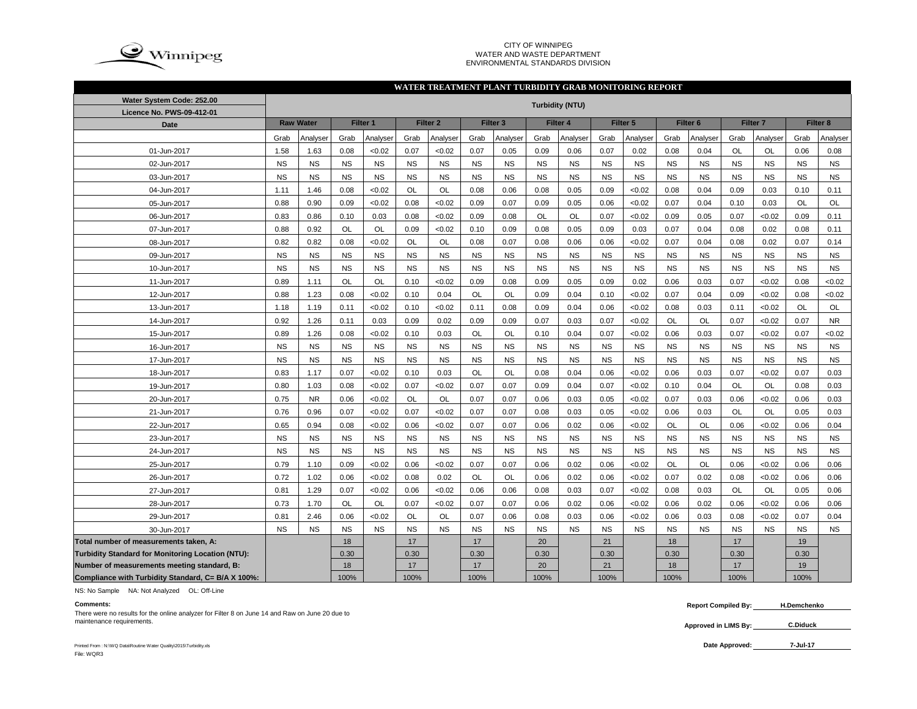CITY OF WINNIPEG
WATER AND WASTE DEPARTMENT
ENVIRONMENTAL STANDARDS DIVISION

## WATER TREATMENT PLANT TURBIDITY GRAB MONITORING REPORT

| Water System Code: 252.00<br>Licence No. PWS-09-412-01 | Turbidity (NTU) | | | | | | | | | | | | | | | | | |
|---|---|---|---|---|---|---|---|---|---|---|---|---|---|---|---|---|---|---|
| Date | Raw Water | | Filter 1 | | Filter 2 | | Filter 3 | | Filter 4 | | Filter 5 | | Filter 6 | | Filter 7 | | Filter 8 | |
| | Grab | Analyser | Grab | Analyser | Grab | Analyser | Grab | Analyser | Grab | Analyser | Grab | Analyser | Grab | Analyser | Grab | Analyser | Grab | Analyser |
| 01-Jun-2017 | 1.58 | 1.63 | 0.08 | <0.02 | 0.07 | <0.02 | 0.07 | 0.05 | 0.09 | 0.06 | 0.07 | 0.02 | 0.08 | 0.04 | OL | OL | 0.06 | 0.08 |
| 02-Jun-2017 | NS | NS | NS | NS | NS | NS | NS | NS | NS | NS | NS | NS | NS | NS | NS | NS | NS | NS |
| 03-Jun-2017 | NS | NS | NS | NS | NS | NS | NS | NS | NS | NS | NS | NS | NS | NS | NS | NS | NS | NS |
| 04-Jun-2017 | 1.11 | 1.46 | 0.08 | <0.02 | OL | OL | 0.08 | 0.06 | 0.08 | 0.05 | 0.09 | <0.02 | 0.08 | 0.04 | 0.09 | 0.03 | 0.10 | 0.11 |
| 05-Jun-2017 | 0.88 | 0.90 | 0.09 | <0.02 | 0.08 | <0.02 | 0.09 | 0.07 | 0.09 | 0.05 | 0.06 | <0.02 | 0.07 | 0.04 | 0.10 | 0.03 | OL | OL |
| 06-Jun-2017 | 0.83 | 0.86 | 0.10 | 0.03 | 0.08 | <0.02 | 0.09 | 0.08 | OL | OL | 0.07 | <0.02 | 0.09 | 0.05 | 0.07 | <0.02 | 0.09 | 0.11 |
| 07-Jun-2017 | 0.88 | 0.92 | OL | OL | 0.09 | <0.02 | 0.10 | 0.09 | 0.08 | 0.05 | 0.09 | 0.03 | 0.07 | 0.04 | 0.08 | 0.02 | 0.08 | 0.11 |
| 08-Jun-2017 | 0.82 | 0.82 | 0.08 | <0.02 | OL | OL | 0.08 | 0.07 | 0.08 | 0.06 | 0.06 | <0.02 | 0.07 | 0.04 | 0.08 | 0.02 | 0.07 | 0.14 |
| 09-Jun-2017 | NS | NS | NS | NS | NS | NS | NS | NS | NS | NS | NS | NS | NS | NS | NS | NS | NS | NS |
| 10-Jun-2017 | NS | NS | NS | NS | NS | NS | NS | NS | NS | NS | NS | NS | NS | NS | NS | NS | NS | NS |
| 11-Jun-2017 | 0.89 | 1.11 | OL | OL | 0.10 | <0.02 | 0.09 | 0.08 | 0.09 | 0.05 | 0.09 | 0.02 | 0.06 | 0.03 | 0.07 | <0.02 | 0.08 | <0.02 |
| 12-Jun-2017 | 0.88 | 1.23 | 0.08 | <0.02 | 0.10 | 0.04 | OL | OL | 0.09 | 0.04 | 0.10 | <0.02 | 0.07 | 0.04 | 0.09 | <0.02 | 0.08 | <0.02 |
| 13-Jun-2017 | 1.18 | 1.19 | 0.11 | <0.02 | 0.10 | <0.02 | 0.11 | 0.08 | 0.09 | 0.04 | 0.06 | <0.02 | 0.08 | 0.03 | 0.11 | <0.02 | OL | OL |
| 14-Jun-2017 | 0.92 | 1.26 | 0.11 | 0.03 | 0.09 | 0.02 | 0.09 | 0.09 | 0.07 | 0.03 | 0.07 | <0.02 | OL | OL | 0.07 | <0.02 | 0.07 | NR |
| 15-Jun-2017 | 0.89 | 1.26 | 0.08 | <0.02 | 0.10 | 0.03 | OL | OL | 0.10 | 0.04 | 0.07 | <0.02 | 0.06 | 0.03 | 0.07 | <0.02 | 0.07 | <0.02 |
| 16-Jun-2017 | NS | NS | NS | NS | NS | NS | NS | NS | NS | NS | NS | NS | NS | NS | NS | NS | NS | NS |
| 17-Jun-2017 | NS | NS | NS | NS | NS | NS | NS | NS | NS | NS | NS | NS | NS | NS | NS | NS | NS | NS |
| 18-Jun-2017 | 0.83 | 1.17 | 0.07 | <0.02 | 0.10 | 0.03 | OL | OL | 0.08 | 0.04 | 0.06 | <0.02 | 0.06 | 0.03 | 0.07 | <0.02 | 0.07 | 0.03 |
| 19-Jun-2017 | 0.80 | 1.03 | 0.08 | <0.02 | 0.07 | <0.02 | 0.07 | 0.07 | 0.09 | 0.04 | 0.07 | <0.02 | 0.10 | 0.04 | OL | OL | 0.08 | 0.03 |
| 20-Jun-2017 | 0.75 | NR | 0.06 | <0.02 | OL | OL | 0.07 | 0.07 | 0.06 | 0.03 | 0.05 | <0.02 | 0.07 | 0.03 | 0.06 | <0.02 | 0.06 | 0.03 |
| 21-Jun-2017 | 0.76 | 0.96 | 0.07 | <0.02 | 0.07 | <0.02 | 0.07 | 0.07 | 0.08 | 0.03 | 0.05 | <0.02 | 0.06 | 0.03 | OL | OL | 0.05 | 0.03 |
| 22-Jun-2017 | 0.65 | 0.94 | 0.08 | <0.02 | 0.06 | <0.02 | 0.07 | 0.07 | 0.06 | 0.02 | 0.06 | <0.02 | OL | OL | 0.06 | <0.02 | 0.06 | 0.04 |
| 23-Jun-2017 | NS | NS | NS | NS | NS | NS | NS | NS | NS | NS | NS | NS | NS | NS | NS | NS | NS | NS |
| 24-Jun-2017 | NS | NS | NS | NS | NS | NS | NS | NS | NS | NS | NS | NS | NS | NS | NS | NS | NS | NS |
| 25-Jun-2017 | 0.79 | 1.10 | 0.09 | <0.02 | 0.06 | <0.02 | 0.07 | 0.07 | 0.06 | 0.02 | 0.06 | <0.02 | OL | OL | 0.06 | <0.02 | 0.06 | 0.06 |
| 26-Jun-2017 | 0.72 | 1.02 | 0.06 | <0.02 | 0.08 | 0.02 | OL | OL | 0.06 | 0.02 | 0.06 | <0.02 | 0.07 | 0.02 | 0.08 | <0.02 | 0.06 | 0.06 |
| 27-Jun-2017 | 0.81 | 1.29 | 0.07 | <0.02 | 0.06 | <0.02 | 0.06 | 0.06 | 0.08 | 0.03 | 0.07 | <0.02 | 0.08 | 0.03 | OL | OL | 0.05 | 0.06 |
| 28-Jun-2017 | 0.73 | 1.70 | OL | OL | 0.07 | <0.02 | 0.07 | 0.07 | 0.06 | 0.02 | 0.06 | <0.02 | 0.06 | 0.02 | 0.06 | <0.02 | 0.06 | 0.06 |
| 29-Jun-2017 | 0.81 | 2.46 | 0.06 | <0.02 | OL | OL | 0.07 | 0.06 | 0.08 | 0.03 | 0.06 | <0.02 | 0.06 | 0.03 | 0.08 | <0.02 | 0.07 | 0.04 |
| 30-Jun-2017 | NS | NS | NS | NS | NS | NS | NS | NS | NS | NS | NS | NS | NS | NS | NS | NS | NS | NS |
| Total number of measurements taken, A: | | | 18 | | 17 | | 17 | | 20 | | 21 | | 18 | | 17 | | 19 | |
| Turbidity Standard for Monitoring Location (NTU): | | | 0.30 | | 0.30 | | 0.30 | | 0.30 | | 0.30 | | 0.30 | | 0.30 | | 0.30 | |
| Number of measurements meeting standard, B: | | | 18 | | 17 | | 17 | | 20 | | 21 | | 18 | | 17 | | 19 | |
| Compliance with Turbidity Standard, C= B/A X 100%: | | | 100% | | 100% | | 100% | | 100% | | 100% | | 100% | | 100% | | 100% | |

NS: No Sample NA: Not Analyzed OL: Off-Line

**Comments:**

There were no results for the online analyzer for Filter 8 on June 14 and Raw on June 20 due to maintenance requirements.

**Report Compiled By:** H.Demchenko

**Approved in LIMS By:** C.Diduck

**Date Approved:** 7-Jul-17

Printed From : N:\WQ Data\Routine Water Quality\2015\Turbidity.xls
File: WQR3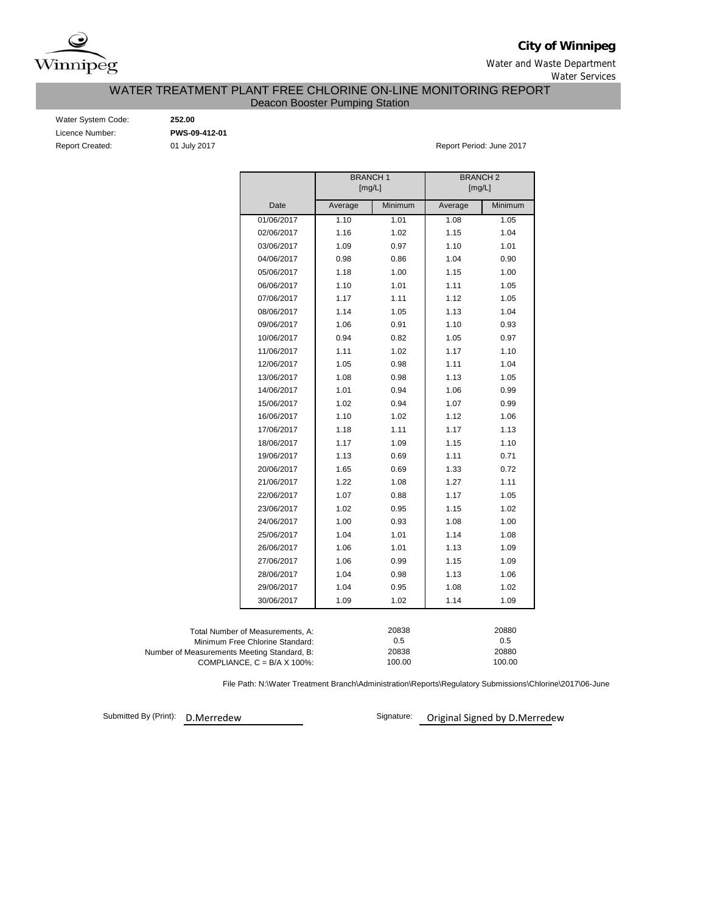**City of Winnipeg**

Water and Waste Department

Water Services

# WATER TREATMENT PLANT FREE CHLORINE ON-LINE MONITORING REPORT

## Deacon Booster Pumping Station

Water System Code: **252.00**

Licence Number: **PWS-09-412-01**

Report Created: 01 July 2017

Report Period: June 2017

| | BRANCH 1 [mg/L] | | BRANCH 2 [mg/L] | |
|---|---|---|---|---|
| Date | Average | Minimum | Average | Minimum |
| 01/06/2017 | 1.10 | 1.01 | 1.08 | 1.05 |
| 02/06/2017 | 1.16 | 1.02 | 1.15 | 1.04 |
| 03/06/2017 | 1.09 | 0.97 | 1.10 | 1.01 |
| 04/06/2017 | 0.98 | 0.86 | 1.04 | 0.90 |
| 05/06/2017 | 1.18 | 1.00 | 1.15 | 1.00 |
| 06/06/2017 | 1.10 | 1.01 | 1.11 | 1.05 |
| 07/06/2017 | 1.17 | 1.11 | 1.12 | 1.05 |
| 08/06/2017 | 1.14 | 1.05 | 1.13 | 1.04 |
| 09/06/2017 | 1.06 | 0.91 | 1.10 | 0.93 |
| 10/06/2017 | 0.94 | 0.82 | 1.05 | 0.97 |
| 11/06/2017 | 1.11 | 1.02 | 1.17 | 1.10 |
| 12/06/2017 | 1.05 | 0.98 | 1.11 | 1.04 |
| 13/06/2017 | 1.08 | 0.98 | 1.13 | 1.05 |
| 14/06/2017 | 1.01 | 0.94 | 1.06 | 0.99 |
| 15/06/2017 | 1.02 | 0.94 | 1.07 | 0.99 |
| 16/06/2017 | 1.10 | 1.02 | 1.12 | 1.06 |
| 17/06/2017 | 1.18 | 1.11 | 1.17 | 1.13 |
| 18/06/2017 | 1.17 | 1.09 | 1.15 | 1.10 |
| 19/06/2017 | 1.13 | 0.69 | 1.11 | 0.71 |
| 20/06/2017 | 1.65 | 0.69 | 1.33 | 0.72 |
| 21/06/2017 | 1.22 | 1.08 | 1.27 | 1.11 |
| 22/06/2017 | 1.07 | 0.88 | 1.17 | 1.05 |
| 23/06/2017 | 1.02 | 0.95 | 1.15 | 1.02 |
| 24/06/2017 | 1.00 | 0.93 | 1.08 | 1.00 |
| 25/06/2017 | 1.04 | 1.01 | 1.14 | 1.08 |
| 26/06/2017 | 1.06 | 1.01 | 1.13 | 1.09 |
| 27/06/2017 | 1.06 | 0.99 | 1.15 | 1.09 |
| 28/06/2017 | 1.04 | 0.98 | 1.13 | 1.06 |
| 29/06/2017 | 1.04 | 0.95 | 1.08 | 1.02 |
| 30/06/2017 | 1.09 | 1.02 | 1.14 | 1.09 |

| | BRANCH 1 | BRANCH 2 |
|---|---|---|
| Total Number of Measurements, A: | 20838 | 20880 |
| Minimum Free Chlorine Standard: | 0.5 | 0.5 |
| Number of Measurements Meeting Standard, B: | 20838 | 20880 |
| COMPLIANCE, C = B/A X 100%: | 100.00 | 100.00 |

File Path: N:\Water Treatment Branch\Administration\Reports\Regulatory Submissions\Chlorine\2017\06-June

Submitted By (Print): D.Merredew

Signature: Original Signed by D.Merredew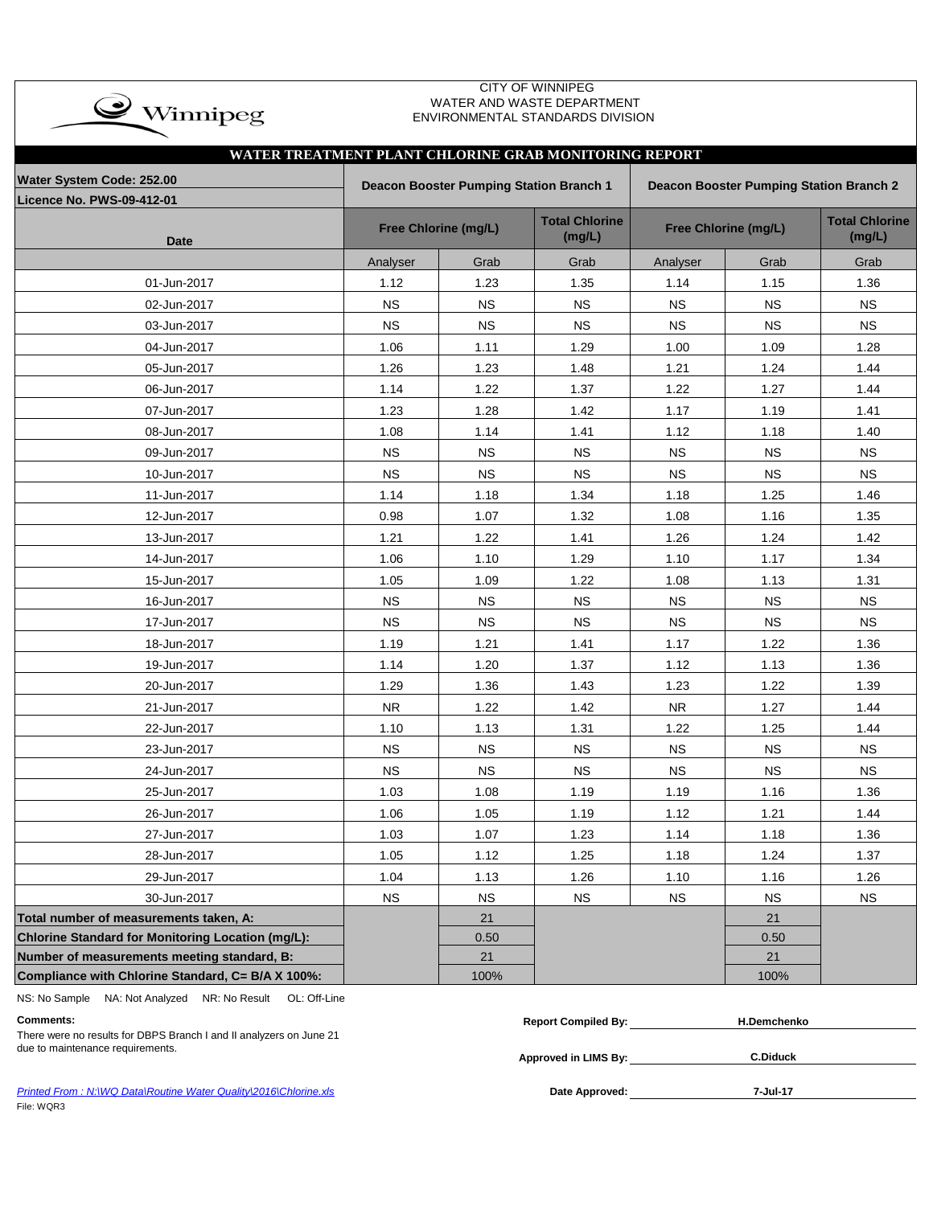CITY OF WINNIPEG
WATER AND WASTE DEPARTMENT
ENVIRONMENTAL STANDARDS DIVISION

## WATER TREATMENT PLANT CHLORINE GRAB MONITORING REPORT

| Water System Code: 252.00 / Licence No. PWS-09-412-01 | Deacon Booster Pumping Station Branch 1 | | | Deacon Booster Pumping Station Branch 2 | | |
|---|---|---|---|---|---|---|
| Date | Free Chlorine (mg/L) | | Total Chlorine (mg/L) | Free Chlorine (mg/L) | | Total Chlorine (mg/L) |
| | Analyser | Grab | Grab | Analyser | Grab | Grab |
| 01-Jun-2017 | 1.12 | 1.23 | 1.35 | 1.14 | 1.15 | 1.36 |
| 02-Jun-2017 | NS | NS | NS | NS | NS | NS |
| 03-Jun-2017 | NS | NS | NS | NS | NS | NS |
| 04-Jun-2017 | 1.06 | 1.11 | 1.29 | 1.00 | 1.09 | 1.28 |
| 05-Jun-2017 | 1.26 | 1.23 | 1.48 | 1.21 | 1.24 | 1.44 |
| 06-Jun-2017 | 1.14 | 1.22 | 1.37 | 1.22 | 1.27 | 1.44 |
| 07-Jun-2017 | 1.23 | 1.28 | 1.42 | 1.17 | 1.19 | 1.41 |
| 08-Jun-2017 | 1.08 | 1.14 | 1.41 | 1.12 | 1.18 | 1.40 |
| 09-Jun-2017 | NS | NS | NS | NS | NS | NS |
| 10-Jun-2017 | NS | NS | NS | NS | NS | NS |
| 11-Jun-2017 | 1.14 | 1.18 | 1.34 | 1.18 | 1.25 | 1.46 |
| 12-Jun-2017 | 0.98 | 1.07 | 1.32 | 1.08 | 1.16 | 1.35 |
| 13-Jun-2017 | 1.21 | 1.22 | 1.41 | 1.26 | 1.24 | 1.42 |
| 14-Jun-2017 | 1.06 | 1.10 | 1.29 | 1.10 | 1.17 | 1.34 |
| 15-Jun-2017 | 1.05 | 1.09 | 1.22 | 1.08 | 1.13 | 1.31 |
| 16-Jun-2017 | NS | NS | NS | NS | NS | NS |
| 17-Jun-2017 | NS | NS | NS | NS | NS | NS |
| 18-Jun-2017 | 1.19 | 1.21 | 1.41 | 1.17 | 1.22 | 1.36 |
| 19-Jun-2017 | 1.14 | 1.20 | 1.37 | 1.12 | 1.13 | 1.36 |
| 20-Jun-2017 | 1.29 | 1.36 | 1.43 | 1.23 | 1.22 | 1.39 |
| 21-Jun-2017 | NR | 1.22 | 1.42 | NR | 1.27 | 1.44 |
| 22-Jun-2017 | 1.10 | 1.13 | 1.31 | 1.22 | 1.25 | 1.44 |
| 23-Jun-2017 | NS | NS | NS | NS | NS | NS |
| 24-Jun-2017 | NS | NS | NS | NS | NS | NS |
| 25-Jun-2017 | 1.03 | 1.08 | 1.19 | 1.19 | 1.16 | 1.36 |
| 26-Jun-2017 | 1.06 | 1.05 | 1.19 | 1.12 | 1.21 | 1.44 |
| 27-Jun-2017 | 1.03 | 1.07 | 1.23 | 1.14 | 1.18 | 1.36 |
| 28-Jun-2017 | 1.05 | 1.12 | 1.25 | 1.18 | 1.24 | 1.37 |
| 29-Jun-2017 | 1.04 | 1.13 | 1.26 | 1.10 | 1.16 | 1.26 |
| 30-Jun-2017 | NS | NS | NS | NS | NS | NS |
| **Total number of measurements taken, A:** | | 21 | | | 21 | |
| **Chlorine Standard for Monitoring Location (mg/L):** | | 0.50 | | | 0.50 | |
| **Number of measurements meeting standard, B:** | | 21 | | | 21 | |
| **Compliance with Chlorine Standard, C= B/A X 100%:** | | 100% | | | 100% | |

NS: No Sample NA: Not Analyzed NR: No Result OL: Off-Line

**Comments:**
There were no results for DBPS Branch I and II analyzers on June 21 due to maintenance requirements.

**Report Compiled By:** H.Demchenko

**Approved in LIMS By:** C.Diduck

**Date Approved:** 7-Jul-17

*Printed From : N:\WQ Data\Routine Water Quality\2016\Chlorine.xls*
File: WQR3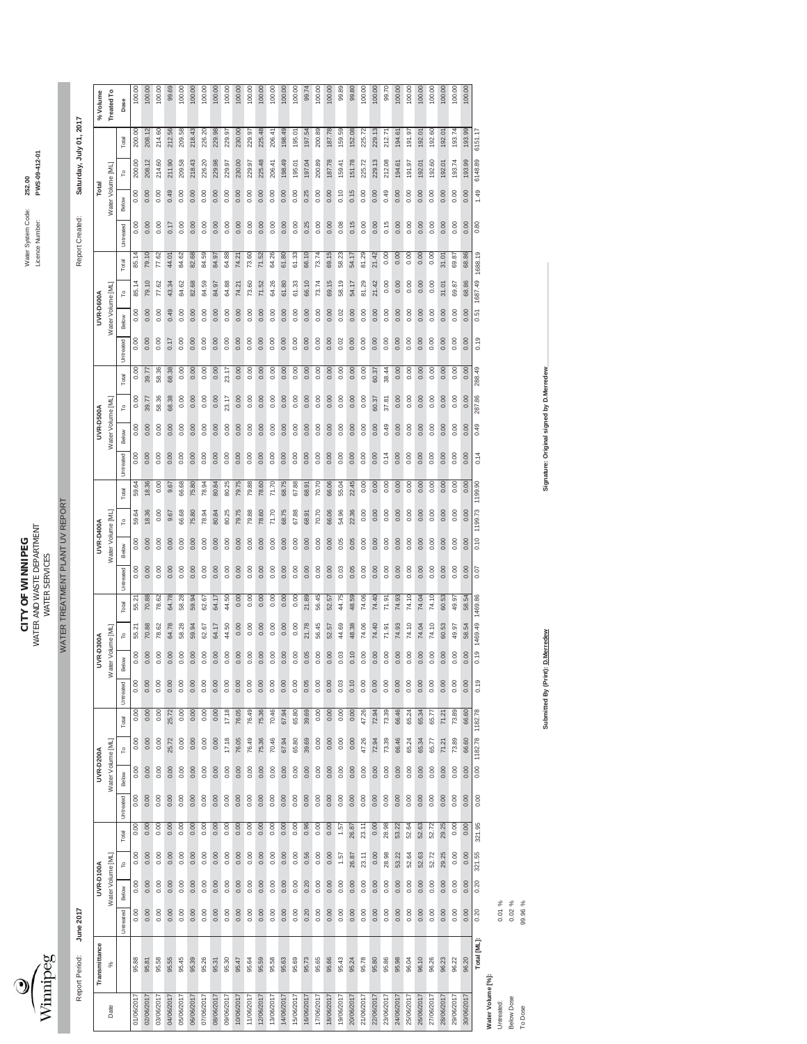# CITY OF WINNIPEG
WATER AND WASTE DEPARTMENT
WATER SERVICES

## WATER TREATMENT PLANT UV REPORT

Water System Code: 252.00
Licence Number: PWS-09-412-01

Report Period: **June 2017**

Report Created: **Saturday, July 01, 2017**

| Date | Transmittance % | UVR-D100A Water Volume [ML] | | | | UVR-D200A Water Volume [ML] | | | | UVR-D300A Water Volume [ML] | | | | UVR-D400A Water Volume [ML] | | | | UVR-D500A Water Volume [ML] | | | | UVR-D600A Water Volume [ML] | | | | Total Water Volume [ML] | | | | % Volume Treated To Dose |
|---|---|---|---|---|---|---|---|---|---|---|---|---|---|---|---|---|---|---|---|---|---|---|---|---|---|---|---|---|---|---|
| | | Untreated | Below | To | Total | Untreated | Below | To | Total | Untreated | Below | To | Total | Untreated | Below | To | Total | Untreated | Below | To | Total | Untreated | Below | To | Total | Untreated | Below | To | Total | |
| 01/06/2017 | 95.88 | 0.00 | 0.00 | 0.00 | 0.00 | 0.00 | 0.00 | 0.00 | 0.00 | 0.00 | 0.00 | 55.21 | 55.21 | 0.00 | 0.00 | 59.64 | 59.64 | 0.00 | 0.00 | 0.00 | 0.00 | 0.00 | 0.00 | 85.14 | 85.14 | 0.00 | 0.00 | 200.00 | 200.00 | 100.00 |
| 02/06/2017 | 95.81 | 0.00 | 0.00 | 0.00 | 0.00 | 0.00 | 0.00 | 0.00 | 0.00 | 0.00 | 0.00 | 70.88 | 70.88 | 0.00 | 0.00 | 18.36 | 18.36 | 0.00 | 0.00 | 39.77 | 39.77 | 0.00 | 0.00 | 79.10 | 79.10 | 0.00 | 0.00 | 208.12 | 208.12 | 100.00 |
| 03/06/2017 | 95.58 | 0.00 | 0.00 | 0.00 | 0.00 | 0.00 | 0.00 | 0.00 | 0.00 | 0.00 | 0.00 | 78.62 | 78.62 | 0.00 | 0.00 | 0.00 | 0.00 | 0.00 | 0.00 | 58.36 | 58.36 | 0.00 | 0.00 | 77.62 | 77.62 | 0.00 | 0.00 | 214.60 | 214.60 | 100.00 |
| 04/06/2017 | 95.55 | 0.00 | 0.00 | 0.00 | 0.00 | 0.00 | 0.00 | 25.72 | 25.72 | 0.00 | 0.00 | 64.78 | 64.78 | 0.00 | 0.00 | 9.67 | 9.67 | 0.00 | 0.00 | 68.38 | 68.38 | 0.17 | 0.49 | 43.34 | 44.01 | 0.17 | 0.49 | 211.90 | 212.56 | 99.69 |
| 05/06/2017 | 95.45 | 0.00 | 0.00 | 0.00 | 0.00 | 0.00 | 0.00 | 0.00 | 0.00 | 0.00 | 0.00 | 58.28 | 58.28 | 0.00 | 0.00 | 66.68 | 66.68 | 0.00 | 0.00 | 0.00 | 0.00 | 0.00 | 0.00 | 84.62 | 84.62 | 0.00 | 0.00 | 209.58 | 209.58 | 100.00 |
| 06/06/2017 | 95.39 | 0.00 | 0.00 | 0.00 | 0.00 | 0.00 | 0.00 | 0.00 | 0.00 | 0.00 | 0.00 | 59.94 | 59.94 | 0.00 | 0.00 | 75.80 | 75.80 | 0.00 | 0.00 | 0.00 | 0.00 | 0.00 | 0.00 | 82.68 | 82.68 | 0.00 | 0.00 | 218.43 | 218.43 | 100.00 |
| 07/06/2017 | 95.26 | 0.00 | 0.00 | 0.00 | 0.00 | 0.00 | 0.00 | 0.00 | 0.00 | 0.00 | 0.00 | 62.67 | 62.67 | 0.00 | 0.00 | 78.94 | 78.94 | 0.00 | 0.00 | 0.00 | 0.00 | 0.00 | 0.00 | 84.59 | 84.59 | 0.00 | 0.00 | 226.20 | 226.20 | 100.00 |
| 08/06/2017 | 95.31 | 0.00 | 0.00 | 0.00 | 0.00 | 0.00 | 0.00 | 0.00 | 0.00 | 0.00 | 0.00 | 64.17 | 64.17 | 0.00 | 0.00 | 80.84 | 80.84 | 0.00 | 0.00 | 0.00 | 0.00 | 0.00 | 0.00 | 84.97 | 84.97 | 0.00 | 0.00 | 229.98 | 229.98 | 100.00 |
| 09/06/2017 | 95.30 | 0.00 | 0.00 | 0.00 | 0.00 | 0.00 | 0.00 | 17.18 | 17.18 | 0.00 | 0.00 | 44.50 | 44.50 | 0.00 | 0.00 | 80.25 | 80.25 | 0.00 | 0.00 | 23.17 | 23.17 | 0.00 | 0.00 | 64.88 | 64.88 | 0.00 | 0.00 | 229.97 | 229.97 | 100.00 |
| 10/06/2017 | 95.47 | 0.00 | 0.00 | 0.00 | 0.00 | 0.00 | 0.00 | 76.05 | 76.05 | 0.00 | 0.00 | 0.00 | 0.00 | 0.00 | 0.00 | 79.75 | 79.75 | 0.00 | 0.00 | 0.00 | 0.00 | 0.00 | 0.00 | 74.21 | 74.21 | 0.00 | 0.00 | 230.00 | 230.00 | 100.00 |
| 11/06/2017 | 95.64 | 0.00 | 0.00 | 0.00 | 0.00 | 0.00 | 0.00 | 76.49 | 76.49 | 0.00 | 0.00 | 0.00 | 0.00 | 0.00 | 0.00 | 79.88 | 79.88 | 0.00 | 0.00 | 0.00 | 0.00 | 0.00 | 0.00 | 73.60 | 73.60 | 0.00 | 0.00 | 229.97 | 229.97 | 100.00 |
| 12/06/2017 | 95.59 | 0.00 | 0.00 | 0.00 | 0.00 | 0.00 | 0.00 | 75.36 | 75.36 | 0.00 | 0.00 | 0.00 | 0.00 | 0.00 | 0.00 | 78.60 | 78.60 | 0.00 | 0.00 | 0.00 | 0.00 | 0.00 | 0.00 | 71.52 | 71.52 | 0.00 | 0.00 | 225.48 | 225.48 | 100.00 |
| 13/06/2017 | 95.58 | 0.00 | 0.00 | 0.00 | 0.00 | 0.00 | 0.00 | 70.46 | 70.46 | 0.00 | 0.00 | 0.00 | 0.00 | 0.00 | 0.00 | 71.70 | 71.70 | 0.00 | 0.00 | 0.00 | 0.00 | 0.00 | 0.00 | 64.26 | 64.26 | 0.00 | 0.00 | 206.41 | 206.41 | 100.00 |
| 14/06/2017 | 95.63 | 0.00 | 0.00 | 0.00 | 0.00 | 0.00 | 0.00 | 67.94 | 67.94 | 0.00 | 0.00 | 0.00 | 0.00 | 0.00 | 0.00 | 68.75 | 68.75 | 0.00 | 0.00 | 0.00 | 0.00 | 0.00 | 0.00 | 61.80 | 61.80 | 0.00 | 0.00 | 198.49 | 198.49 | 100.00 |
| 15/06/2017 | 95.69 | 0.00 | 0.00 | 0.00 | 0.00 | 0.00 | 0.00 | 65.80 | 65.80 | 0.00 | 0.00 | 0.00 | 0.00 | 0.00 | 0.00 | 67.88 | 67.88 | 0.00 | 0.00 | 0.00 | 0.00 | 0.00 | 0.00 | 61.33 | 61.33 | 0.00 | 0.00 | 195.01 | 195.01 | 100.00 |
| 16/06/2017 | 95.73 | 0.20 | 0.20 | 0.56 | 0.96 | 0.00 | 0.00 | 39.69 | 39.69 | 0.05 | 0.05 | 21.78 | 21.89 | 0.00 | 0.00 | 68.91 | 68.91 | 0.00 | 0.00 | 0.00 | 0.00 | 0.00 | 0.00 | 66.10 | 66.10 | 0.25 | 0.25 | 197.04 | 197.54 | 99.74 |
| 17/06/2017 | 95.65 | 0.00 | 0.00 | 0.00 | 0.00 | 0.00 | 0.00 | 0.00 | 0.00 | 0.00 | 0.00 | 56.45 | 56.45 | 0.00 | 0.00 | 70.70 | 70.70 | 0.00 | 0.00 | 0.00 | 0.00 | 0.00 | 0.00 | 73.74 | 73.74 | 0.00 | 0.00 | 200.89 | 200.89 | 100.00 |
| 18/06/2017 | 95.66 | 0.00 | 0.00 | 0.00 | 0.00 | 0.00 | 0.00 | 0.00 | 0.00 | 0.00 | 0.00 | 52.57 | 52.57 | 0.00 | 0.00 | 66.06 | 66.06 | 0.00 | 0.00 | 0.00 | 0.00 | 0.00 | 0.00 | 69.15 | 69.15 | 0.00 | 0.00 | 187.78 | 187.78 | 100.00 |
| 19/06/2017 | 95.43 | 0.00 | 0.00 | 1.57 | 1.57 | 0.00 | 0.00 | 0.00 | 0.00 | 0.03 | 0.03 | 44.69 | 44.75 | 0.03 | 0.05 | 54.96 | 55.04 | 0.00 | 0.00 | 0.00 | 0.00 | 0.02 | 0.02 | 58.19 | 58.23 | 0.08 | 0.10 | 159.41 | 159.59 | 99.89 |
| 20/06/2017 | 95.24 | 0.00 | 0.00 | 26.87 | 26.87 | 0.00 | 0.00 | 0.00 | 0.00 | 0.10 | 0.10 | 48.38 | 48.59 | 0.05 | 0.05 | 22.36 | 22.45 | 0.00 | 0.00 | 0.00 | 0.00 | 0.00 | 0.00 | 54.17 | 54.17 | 0.15 | 0.15 | 151.78 | 152.08 | 99.80 |
| 21/06/2017 | 95.78 | 0.00 | 0.00 | 23.11 | 23.11 | 0.00 | 0.00 | 47.26 | 47.26 | 0.00 | 0.00 | 74.06 | 74.06 | 0.00 | 0.00 | 0.00 | 0.00 | 0.00 | 0.00 | 0.00 | 0.00 | 0.00 | 0.00 | 81.29 | 81.29 | 0.00 | 0.00 | 225.72 | 225.72 | 100.00 |
| 22/06/2017 | 95.80 | 0.00 | 0.00 | 0.00 | 0.00 | 0.00 | 0.00 | 72.94 | 72.94 | 0.00 | 0.00 | 74.40 | 74.40 | 0.00 | 0.00 | 0.00 | 0.00 | 0.00 | 0.00 | 60.37 | 60.37 | 0.00 | 0.00 | 21.42 | 21.42 | 0.00 | 0.00 | 229.13 | 229.13 | 100.00 |
| 23/06/2017 | 95.86 | 0.00 | 0.00 | 28.98 | 28.98 | 0.00 | 0.00 | 73.39 | 73.39 | 0.00 | 0.00 | 71.91 | 71.91 | 0.00 | 0.00 | 0.00 | 0.00 | 0.14 | 0.49 | 37.81 | 38.44 | 0.00 | 0.00 | 0.00 | 0.00 | 0.15 | 0.49 | 212.08 | 212.71 | 99.70 |
| 24/06/2017 | 95.98 | 0.00 | 0.00 | 53.22 | 53.22 | 0.00 | 0.00 | 66.46 | 66.46 | 0.00 | 0.00 | 74.93 | 74.93 | 0.00 | 0.00 | 0.00 | 0.00 | 0.00 | 0.00 | 0.00 | 0.00 | 0.00 | 0.00 | 0.00 | 0.00 | 0.00 | 0.00 | 194.61 | 194.61 | 100.00 |
| 25/06/2017 | 96.04 | 0.00 | 0.00 | 52.64 | 52.64 | 0.00 | 0.00 | 65.24 | 65.24 | 0.00 | 0.00 | 74.10 | 74.10 | 0.00 | 0.00 | 0.00 | 0.00 | 0.00 | 0.00 | 0.00 | 0.00 | 0.00 | 0.00 | 0.00 | 0.00 | 0.00 | 0.00 | 191.97 | 191.97 | 100.00 |
| 26/06/2017 | 96.10 | 0.00 | 0.00 | 52.63 | 52.63 | 0.00 | 0.00 | 65.34 | 65.34 | 0.00 | 0.00 | 74.04 | 74.04 | 0.00 | 0.00 | 0.00 | 0.00 | 0.00 | 0.00 | 0.00 | 0.00 | 0.00 | 0.00 | 0.00 | 0.00 | 0.00 | 0.00 | 192.01 | 192.01 | 100.00 |
| 27/06/2017 | 96.26 | 0.00 | 0.00 | 52.72 | 52.72 | 0.00 | 0.00 | 65.77 | 65.77 | 0.00 | 0.00 | 74.10 | 74.10 | 0.00 | 0.00 | 0.00 | 0.00 | 0.00 | 0.00 | 0.00 | 0.00 | 0.00 | 0.00 | 0.00 | 0.00 | 0.00 | 0.00 | 192.60 | 192.60 | 100.00 |
| 28/06/2017 | 96.23 | 0.00 | 0.00 | 29.25 | 29.25 | 0.00 | 0.00 | 71.21 | 71.21 | 0.00 | 0.00 | 60.53 | 60.53 | 0.00 | 0.00 | 0.00 | 0.00 | 0.00 | 0.00 | 0.00 | 0.00 | 0.00 | 0.00 | 31.01 | 31.01 | 0.00 | 0.00 | 192.01 | 192.01 | 100.00 |
| 29/06/2017 | 96.22 | 0.00 | 0.00 | 0.00 | 0.00 | 0.00 | 0.00 | 73.89 | 73.89 | 0.00 | 0.00 | 49.97 | 49.97 | 0.00 | 0.00 | 0.00 | 0.00 | 0.00 | 0.00 | 0.00 | 0.00 | 0.00 | 0.00 | 69.87 | 69.87 | 0.00 | 0.00 | 193.74 | 193.74 | 100.00 |
| 30/06/2017 | 96.20 | 0.00 | 0.00 | 0.00 | 0.00 | 0.00 | 0.00 | 66.60 | 66.60 | 0.00 | 0.00 | 58.54 | 58.54 | 0.00 | 0.00 | 0.00 | 0.00 | 0.00 | 0.00 | 0.00 | 0.00 | 0.00 | 0.00 | 68.86 | 68.86 | 0.00 | 0.00 | 193.99 | 193.99 | 100.00 |
| | **Total [ML]:** | 0.20 | 0.20 | 321.55 | 321.95 | 0.00 | 0.00 | 1182.78 | 1182.78 | 0.19 | 0.19 | 1469.49 | 1469.86 | 0.07 | 0.10 | 1199.73 | 1199.90 | 0.14 | 0.49 | 287.86 | 288.49 | 0.19 | 0.51 | 1687.49 | 1688.19 | 0.80 | 1.49 | 6148.89 | 6151.17 | |

**Water Volume [%]:**

Untreated: 0.01 %
Below Dose: 0.02 %
To Dose: 99.96 %

Submitted By (Print): D.Merredew

Signature: Original signed by D.Merredew